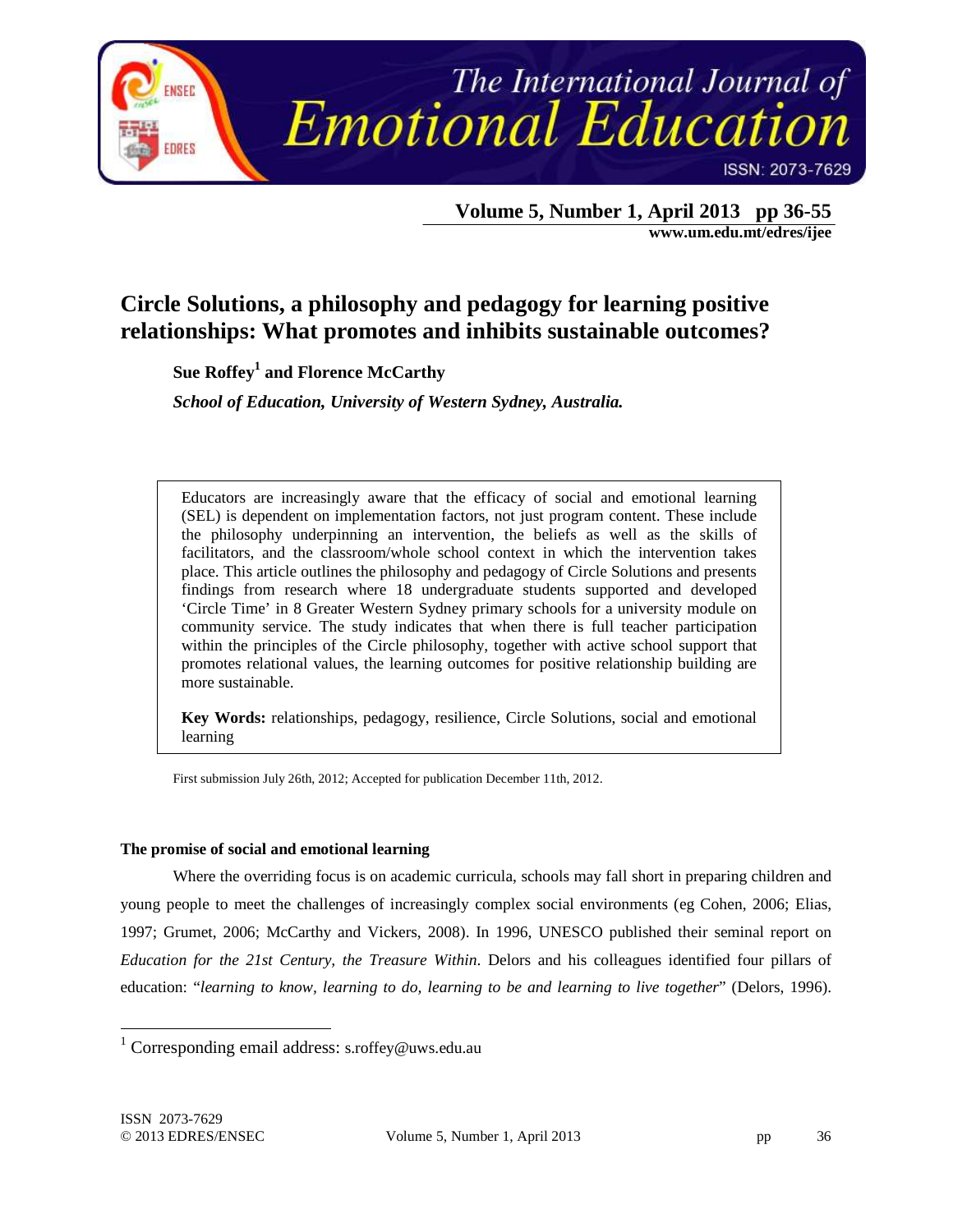# Circle Solutions, a philosophy and pedagogy for learning positive relationships: What promotes and inhibits sustainable outcomes?

**Sue Roffey[1] and Florence McCarthy**

*School of Education, University of Western Sydney, Australia.*

Educators are increasingly aware that the efficacy of social and emotional learning (SEL) is dependent on implementation factors, not just program content. These include the philosophy underpinning an intervention, the beliefs as well as the skills of facilitators, and the classroom/whole school context in which the intervention takes place. This article outlines the philosophy and pedagogy of Circle Solutions and presents findings from research where 18 undergraduate students supported and developed 'Circle Time' in 8 Greater Western Sydney primary schools for a university module on community service. The study indicates that when there is full teacher participation within the principles of the Circle philosophy, together with active school support that promotes relational values, the learning outcomes for positive relationship building are more sustainable.

**Key Words:** relationships, pedagogy, resilience, Circle Solutions, social and emotional learning

First submission July 26th, 2012; Accepted for publication December 11th, 2012.

### The promise of social and emotional learning

Where the overriding focus is on academic curricula, schools may fall short in preparing children and young people to meet the challenges of increasingly complex social environments (eg Cohen, 2006; Elias, 1997; Grumet, 2006; McCarthy and Vickers, 2008). In 1996, UNESCO published their seminal report on *Education for the 21st Century, the Treasure Within*. Delors and his colleagues identified four pillars of education: "*learning to know, learning to do, learning to be and learning to live together*" (Delors, 1996).

[1] Corresponding email address: s.roffey@uws.edu.au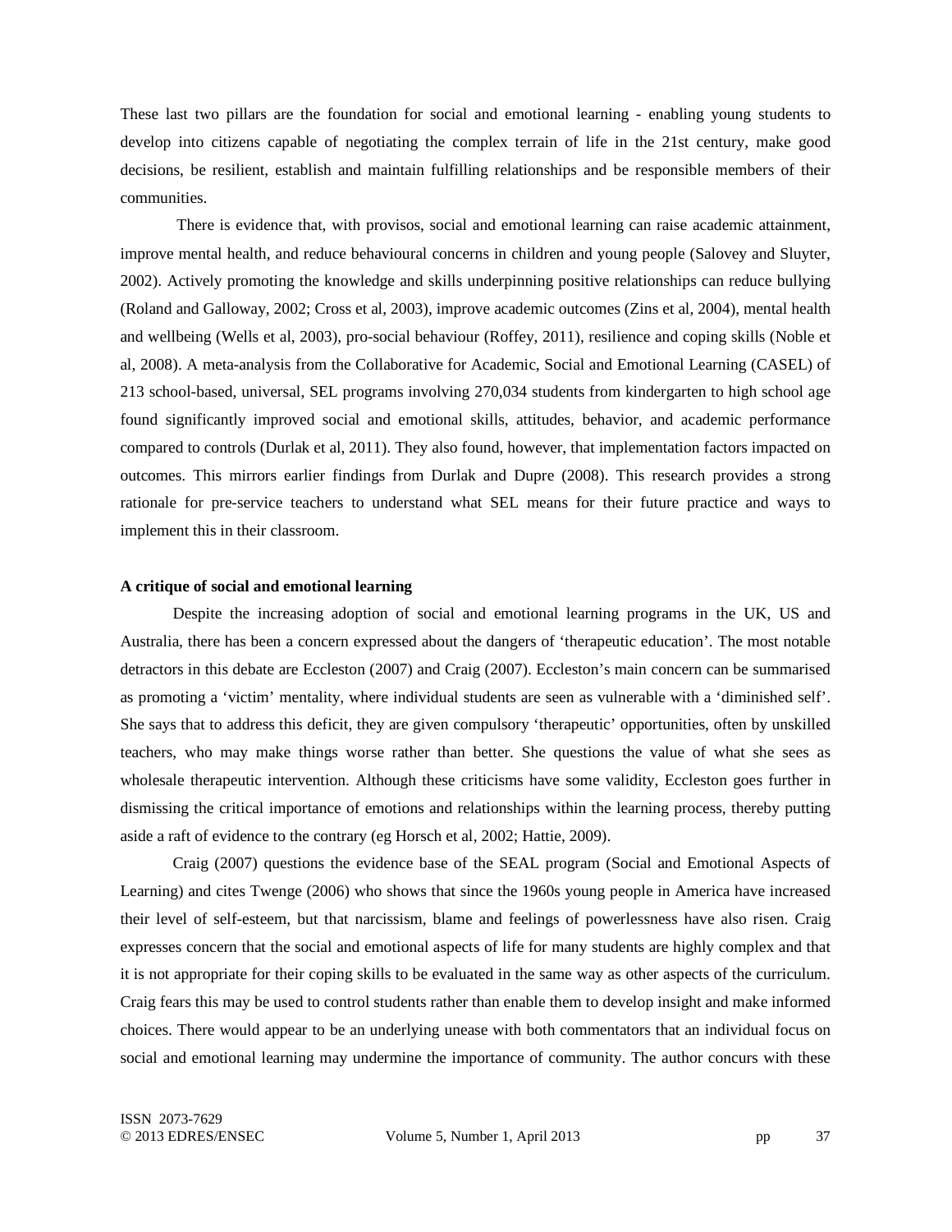These last two pillars are the foundation for social and emotional learning - enabling young students to develop into citizens capable of negotiating the complex terrain of life in the 21st century, make good decisions, be resilient, establish and maintain fulfilling relationships and be responsible members of their communities.

There is evidence that, with provisos, social and emotional learning can raise academic attainment, improve mental health, and reduce behavioural concerns in children and young people (Salovey and Sluyter, 2002). Actively promoting the knowledge and skills underpinning positive relationships can reduce bullying (Roland and Galloway, 2002; Cross et al, 2003), improve academic outcomes (Zins et al, 2004), mental health and wellbeing (Wells et al, 2003), pro-social behaviour (Roffey, 2011), resilience and coping skills (Noble et al, 2008). A meta-analysis from the Collaborative for Academic, Social and Emotional Learning (CASEL) of 213 school-based, universal, SEL programs involving 270,034 students from kindergarten to high school age found significantly improved social and emotional skills, attitudes, behavior, and academic performance compared to controls (Durlak et al, 2011). They also found, however, that implementation factors impacted on outcomes. This mirrors earlier findings from Durlak and Dupre (2008). This research provides a strong rationale for pre-service teachers to understand what SEL means for their future practice and ways to implement this in their classroom.

**A critique of social and emotional learning**

Despite the increasing adoption of social and emotional learning programs in the UK, US and Australia, there has been a concern expressed about the dangers of 'therapeutic education'. The most notable detractors in this debate are Eccleston (2007) and Craig (2007). Eccleston's main concern can be summarised as promoting a 'victim' mentality, where individual students are seen as vulnerable with a 'diminished self'. She says that to address this deficit, they are given compulsory 'therapeutic' opportunities, often by unskilled teachers, who may make things worse rather than better. She questions the value of what she sees as wholesale therapeutic intervention. Although these criticisms have some validity, Eccleston goes further in dismissing the critical importance of emotions and relationships within the learning process, thereby putting aside a raft of evidence to the contrary (eg Horsch et al, 2002; Hattie, 2009).

Craig (2007) questions the evidence base of the SEAL program (Social and Emotional Aspects of Learning) and cites Twenge (2006) who shows that since the 1960s young people in America have increased their level of self-esteem, but that narcissism, blame and feelings of powerlessness have also risen. Craig expresses concern that the social and emotional aspects of life for many students are highly complex and that it is not appropriate for their coping skills to be evaluated in the same way as other aspects of the curriculum. Craig fears this may be used to control students rather than enable them to develop insight and make informed choices. There would appear to be an underlying unease with both commentators that an individual focus on social and emotional learning may undermine the importance of community. The author concurs with these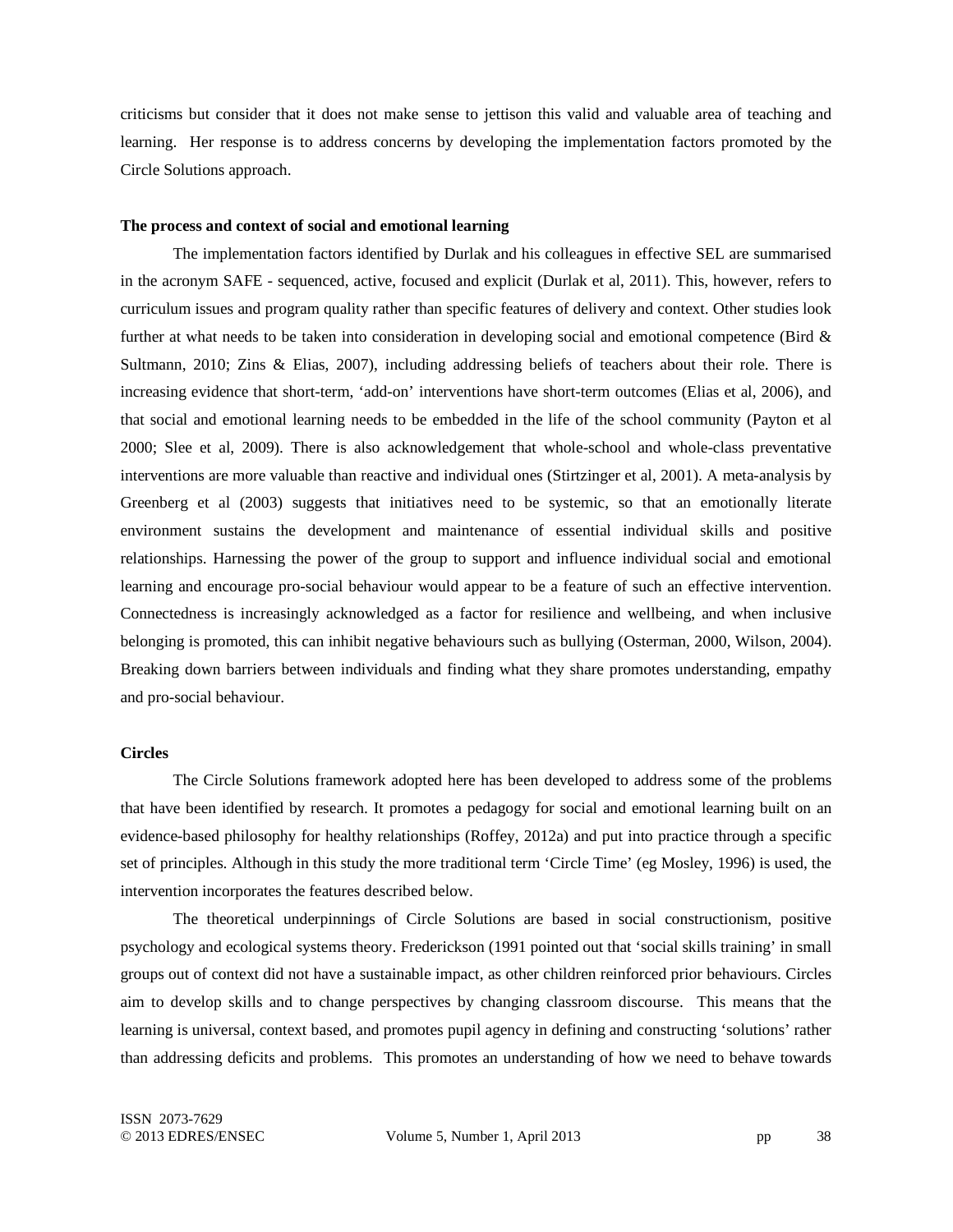criticisms but consider that it does not make sense to jettison this valid and valuable area of teaching and learning. Her response is to address concerns by developing the implementation factors promoted by the Circle Solutions approach.

**The process and context of social and emotional learning**

The implementation factors identified by Durlak and his colleagues in effective SEL are summarised in the acronym SAFE - sequenced, active, focused and explicit (Durlak et al, 2011). This, however, refers to curriculum issues and program quality rather than specific features of delivery and context. Other studies look further at what needs to be taken into consideration in developing social and emotional competence (Bird & Sultmann, 2010; Zins & Elias, 2007), including addressing beliefs of teachers about their role. There is increasing evidence that short-term, 'add-on' interventions have short-term outcomes (Elias et al, 2006), and that social and emotional learning needs to be embedded in the life of the school community (Payton et al 2000; Slee et al, 2009). There is also acknowledgement that whole-school and whole-class preventative interventions are more valuable than reactive and individual ones (Stirtzinger et al, 2001). A meta-analysis by Greenberg et al (2003) suggests that initiatives need to be systemic, so that an emotionally literate environment sustains the development and maintenance of essential individual skills and positive relationships. Harnessing the power of the group to support and influence individual social and emotional learning and encourage pro-social behaviour would appear to be a feature of such an effective intervention. Connectedness is increasingly acknowledged as a factor for resilience and wellbeing, and when inclusive belonging is promoted, this can inhibit negative behaviours such as bullying (Osterman, 2000, Wilson, 2004). Breaking down barriers between individuals and finding what they share promotes understanding, empathy and pro-social behaviour.

**Circles**

The Circle Solutions framework adopted here has been developed to address some of the problems that have been identified by research. It promotes a pedagogy for social and emotional learning built on an evidence-based philosophy for healthy relationships (Roffey, 2012a) and put into practice through a specific set of principles. Although in this study the more traditional term 'Circle Time' (eg Mosley, 1996) is used, the intervention incorporates the features described below.

The theoretical underpinnings of Circle Solutions are based in social constructionism, positive psychology and ecological systems theory. Frederickson (1991 pointed out that 'social skills training' in small groups out of context did not have a sustainable impact, as other children reinforced prior behaviours. Circles aim to develop skills and to change perspectives by changing classroom discourse. This means that the learning is universal, context based, and promotes pupil agency in defining and constructing 'solutions' rather than addressing deficits and problems. This promotes an understanding of how we need to behave towards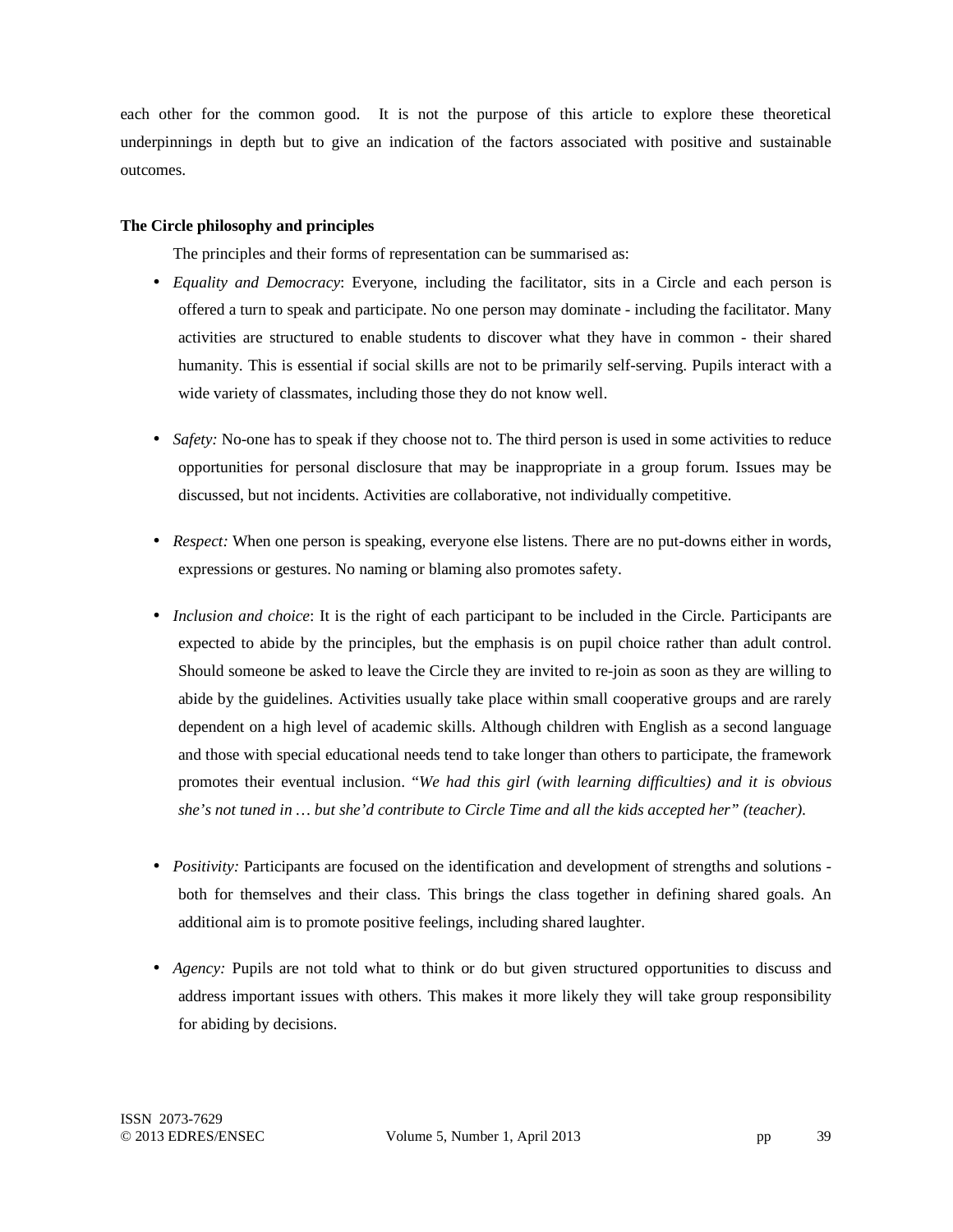each other for the common good. It is not the purpose of this article to explore these theoretical underpinnings in depth but to give an indication of the factors associated with positive and sustainable outcomes.

**The Circle philosophy and principles**

The principles and their forms of representation can be summarised as:

- *Equality and Democracy*: Everyone, including the facilitator, sits in a Circle and each person is offered a turn to speak and participate. No one person may dominate - including the facilitator. Many activities are structured to enable students to discover what they have in common - their shared humanity. This is essential if social skills are not to be primarily self-serving. Pupils interact with a wide variety of classmates, including those they do not know well.

- *Safety:* No-one has to speak if they choose not to. The third person is used in some activities to reduce opportunities for personal disclosure that may be inappropriate in a group forum. Issues may be discussed, but not incidents. Activities are collaborative, not individually competitive.

- *Respect:* When one person is speaking, everyone else listens. There are no put-downs either in words, expressions or gestures. No naming or blaming also promotes safety.

- *Inclusion and choice*: It is the right of each participant to be included in the Circle. Participants are expected to abide by the principles, but the emphasis is on pupil choice rather than adult control. Should someone be asked to leave the Circle they are invited to re-join as soon as they are willing to abide by the guidelines. Activities usually take place within small cooperative groups and are rarely dependent on a high level of academic skills. Although children with English as a second language and those with special educational needs tend to take longer than others to participate, the framework promotes their eventual inclusion. "*We had this girl (with learning difficulties) and it is obvious she's not tuned in … but she'd contribute to Circle Time and all the kids accepted her" (teacher).*

- *Positivity:* Participants are focused on the identification and development of strengths and solutions - both for themselves and their class. This brings the class together in defining shared goals. An additional aim is to promote positive feelings, including shared laughter.

- *Agency:* Pupils are not told what to think or do but given structured opportunities to discuss and address important issues with others. This makes it more likely they will take group responsibility for abiding by decisions.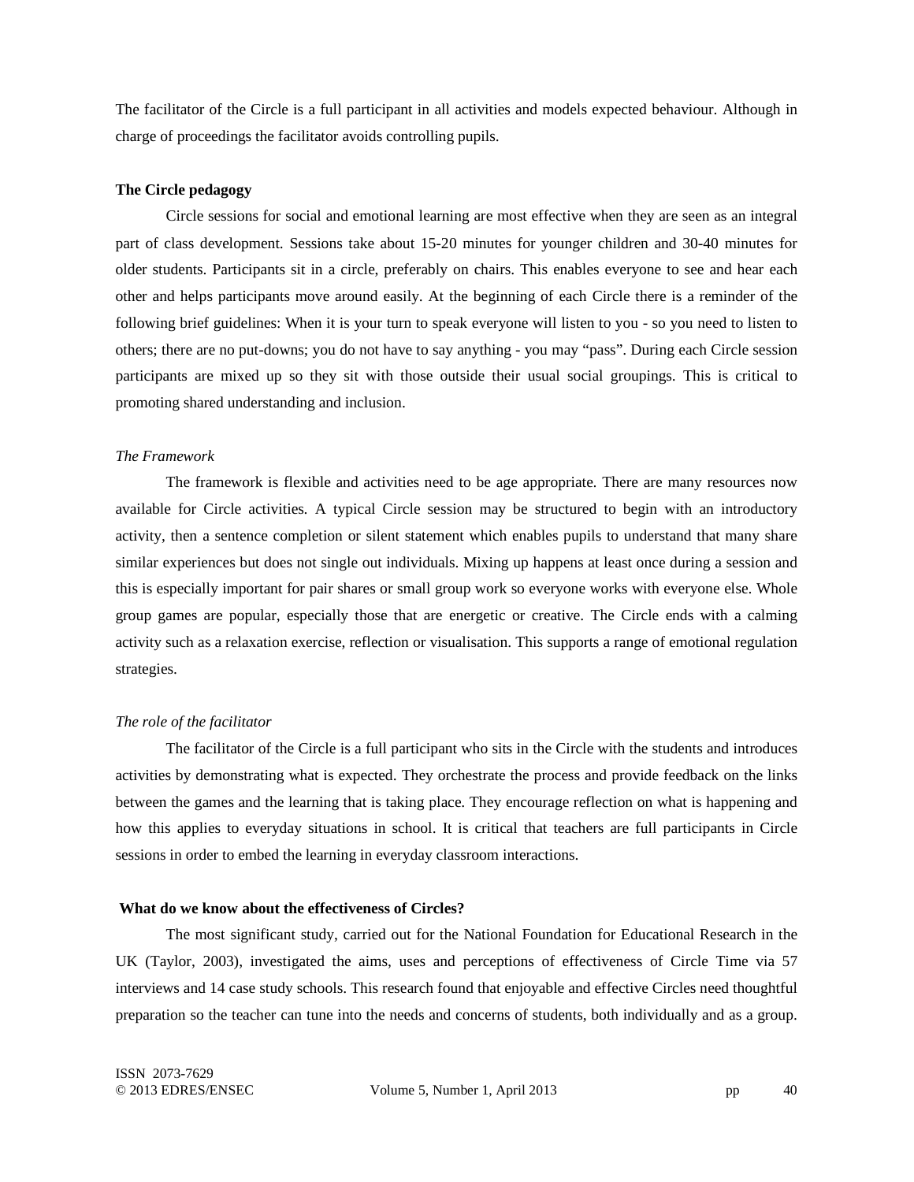The facilitator of the Circle is a full participant in all activities and models expected behaviour. Although in charge of proceedings the facilitator avoids controlling pupils.

**The Circle pedagogy**

Circle sessions for social and emotional learning are most effective when they are seen as an integral part of class development. Sessions take about 15-20 minutes for younger children and 30-40 minutes for older students. Participants sit in a circle, preferably on chairs. This enables everyone to see and hear each other and helps participants move around easily. At the beginning of each Circle there is a reminder of the following brief guidelines: When it is your turn to speak everyone will listen to you - so you need to listen to others; there are no put-downs; you do not have to say anything - you may "pass". During each Circle session participants are mixed up so they sit with those outside their usual social groupings. This is critical to promoting shared understanding and inclusion.

*The Framework*

The framework is flexible and activities need to be age appropriate. There are many resources now available for Circle activities. A typical Circle session may be structured to begin with an introductory activity, then a sentence completion or silent statement which enables pupils to understand that many share similar experiences but does not single out individuals. Mixing up happens at least once during a session and this is especially important for pair shares or small group work so everyone works with everyone else. Whole group games are popular, especially those that are energetic or creative. The Circle ends with a calming activity such as a relaxation exercise, reflection or visualisation. This supports a range of emotional regulation strategies.

*The role of the facilitator*

The facilitator of the Circle is a full participant who sits in the Circle with the students and introduces activities by demonstrating what is expected. They orchestrate the process and provide feedback on the links between the games and the learning that is taking place. They encourage reflection on what is happening and how this applies to everyday situations in school. It is critical that teachers are full participants in Circle sessions in order to embed the learning in everyday classroom interactions.

**What do we know about the effectiveness of Circles?**

The most significant study, carried out for the National Foundation for Educational Research in the UK (Taylor, 2003), investigated the aims, uses and perceptions of effectiveness of Circle Time via 57 interviews and 14 case study schools. This research found that enjoyable and effective Circles need thoughtful preparation so the teacher can tune into the needs and concerns of students, both individually and as a group.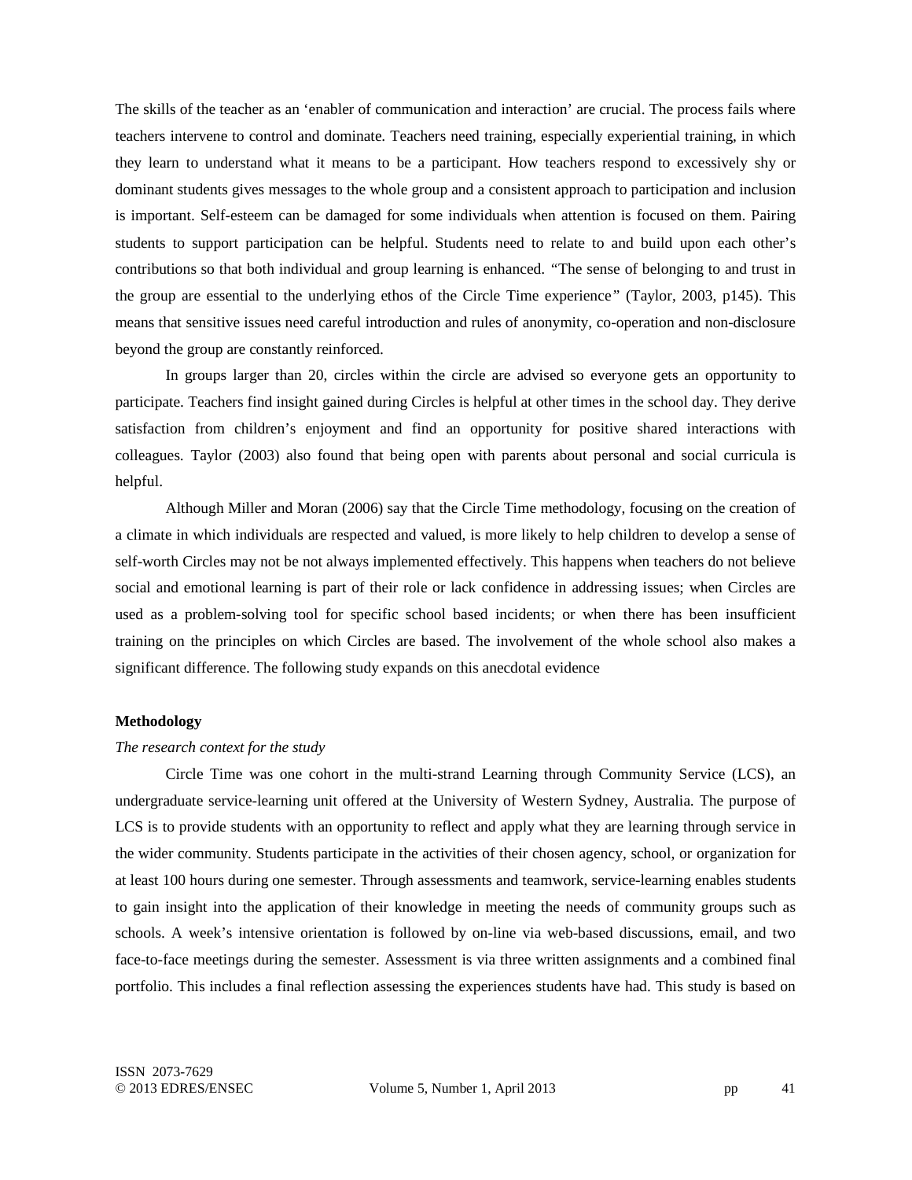The skills of the teacher as an 'enabler of communication and interaction' are crucial. The process fails where teachers intervene to control and dominate. Teachers need training, especially experiential training, in which they learn to understand what it means to be a participant. How teachers respond to excessively shy or dominant students gives messages to the whole group and a consistent approach to participation and inclusion is important. Self-esteem can be damaged for some individuals when attention is focused on them. Pairing students to support participation can be helpful. Students need to relate to and build upon each other's contributions so that both individual and group learning is enhanced. "The sense of belonging to and trust in the group are essential to the underlying ethos of the Circle Time experience" (Taylor, 2003, p145). This means that sensitive issues need careful introduction and rules of anonymity, co-operation and non-disclosure beyond the group are constantly reinforced.

In groups larger than 20, circles within the circle are advised so everyone gets an opportunity to participate. Teachers find insight gained during Circles is helpful at other times in the school day. They derive satisfaction from children's enjoyment and find an opportunity for positive shared interactions with colleagues. Taylor (2003) also found that being open with parents about personal and social curricula is helpful.

Although Miller and Moran (2006) say that the Circle Time methodology, focusing on the creation of a climate in which individuals are respected and valued, is more likely to help children to develop a sense of self-worth Circles may not be not always implemented effectively. This happens when teachers do not believe social and emotional learning is part of their role or lack confidence in addressing issues; when Circles are used as a problem-solving tool for specific school based incidents; or when there has been insufficient training on the principles on which Circles are based. The involvement of the whole school also makes a significant difference. The following study expands on this anecdotal evidence

**Methodology**

*The research context for the study*

Circle Time was one cohort in the multi-strand Learning through Community Service (LCS), an undergraduate service-learning unit offered at the University of Western Sydney, Australia. The purpose of LCS is to provide students with an opportunity to reflect and apply what they are learning through service in the wider community. Students participate in the activities of their chosen agency, school, or organization for at least 100 hours during one semester. Through assessments and teamwork, service-learning enables students to gain insight into the application of their knowledge in meeting the needs of community groups such as schools. A week's intensive orientation is followed by on-line via web-based discussions, email, and two face-to-face meetings during the semester. Assessment is via three written assignments and a combined final portfolio. This includes a final reflection assessing the experiences students have had. This study is based on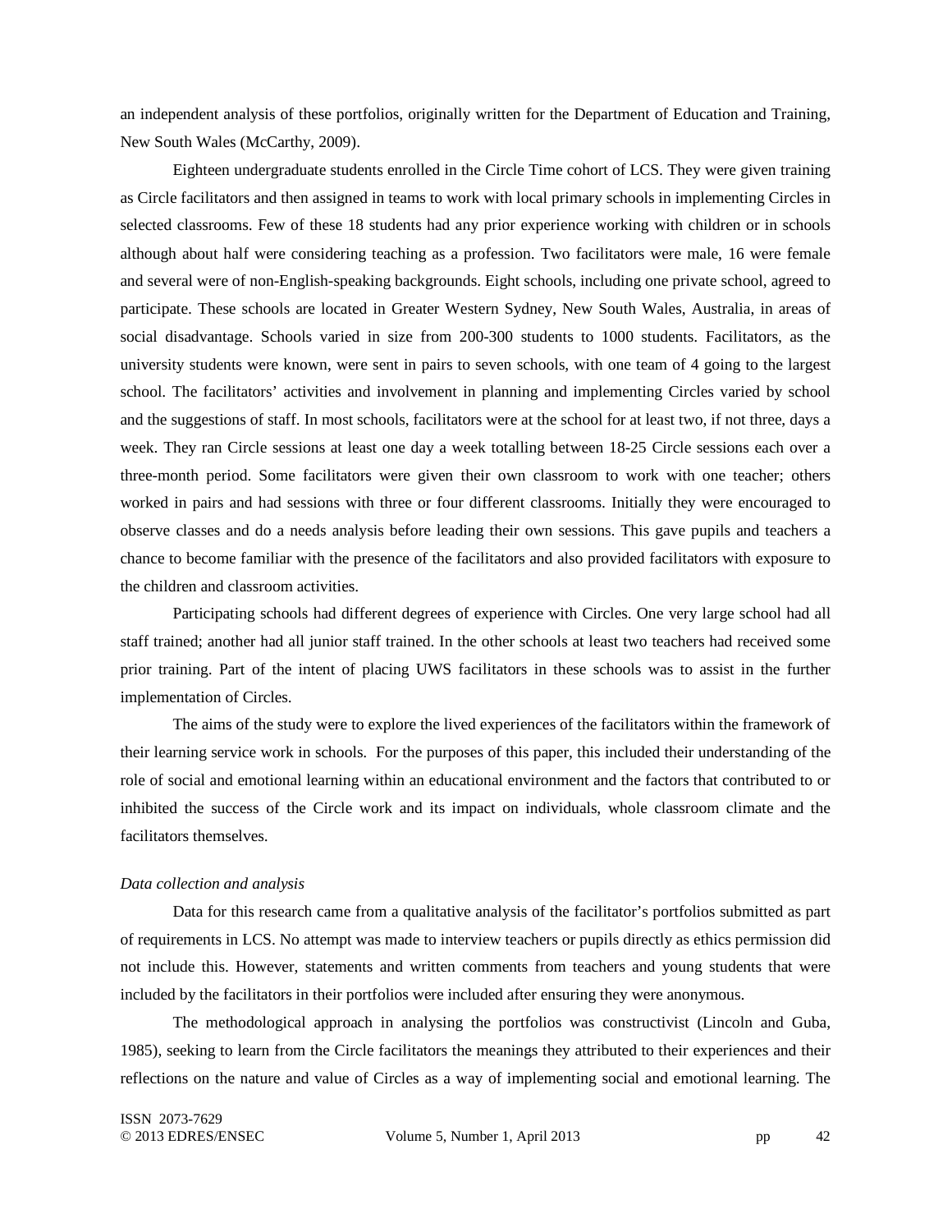an independent analysis of these portfolios, originally written for the Department of Education and Training, New South Wales (McCarthy, 2009).

Eighteen undergraduate students enrolled in the Circle Time cohort of LCS. They were given training as Circle facilitators and then assigned in teams to work with local primary schools in implementing Circles in selected classrooms. Few of these 18 students had any prior experience working with children or in schools although about half were considering teaching as a profession. Two facilitators were male, 16 were female and several were of non-English-speaking backgrounds. Eight schools, including one private school, agreed to participate. These schools are located in Greater Western Sydney, New South Wales, Australia, in areas of social disadvantage. Schools varied in size from 200-300 students to 1000 students. Facilitators, as the university students were known, were sent in pairs to seven schools, with one team of 4 going to the largest school. The facilitators' activities and involvement in planning and implementing Circles varied by school and the suggestions of staff. In most schools, facilitators were at the school for at least two, if not three, days a week. They ran Circle sessions at least one day a week totalling between 18-25 Circle sessions each over a three-month period. Some facilitators were given their own classroom to work with one teacher; others worked in pairs and had sessions with three or four different classrooms. Initially they were encouraged to observe classes and do a needs analysis before leading their own sessions. This gave pupils and teachers a chance to become familiar with the presence of the facilitators and also provided facilitators with exposure to the children and classroom activities.

Participating schools had different degrees of experience with Circles. One very large school had all staff trained; another had all junior staff trained. In the other schools at least two teachers had received some prior training. Part of the intent of placing UWS facilitators in these schools was to assist in the further implementation of Circles.

The aims of the study were to explore the lived experiences of the facilitators within the framework of their learning service work in schools. For the purposes of this paper, this included their understanding of the role of social and emotional learning within an educational environment and the factors that contributed to or inhibited the success of the Circle work and its impact on individuals, whole classroom climate and the facilitators themselves.

*Data collection and analysis*

Data for this research came from a qualitative analysis of the facilitator's portfolios submitted as part of requirements in LCS. No attempt was made to interview teachers or pupils directly as ethics permission did not include this. However, statements and written comments from teachers and young students that were included by the facilitators in their portfolios were included after ensuring they were anonymous.

The methodological approach in analysing the portfolios was constructivist (Lincoln and Guba, 1985), seeking to learn from the Circle facilitators the meanings they attributed to their experiences and their reflections on the nature and value of Circles as a way of implementing social and emotional learning. The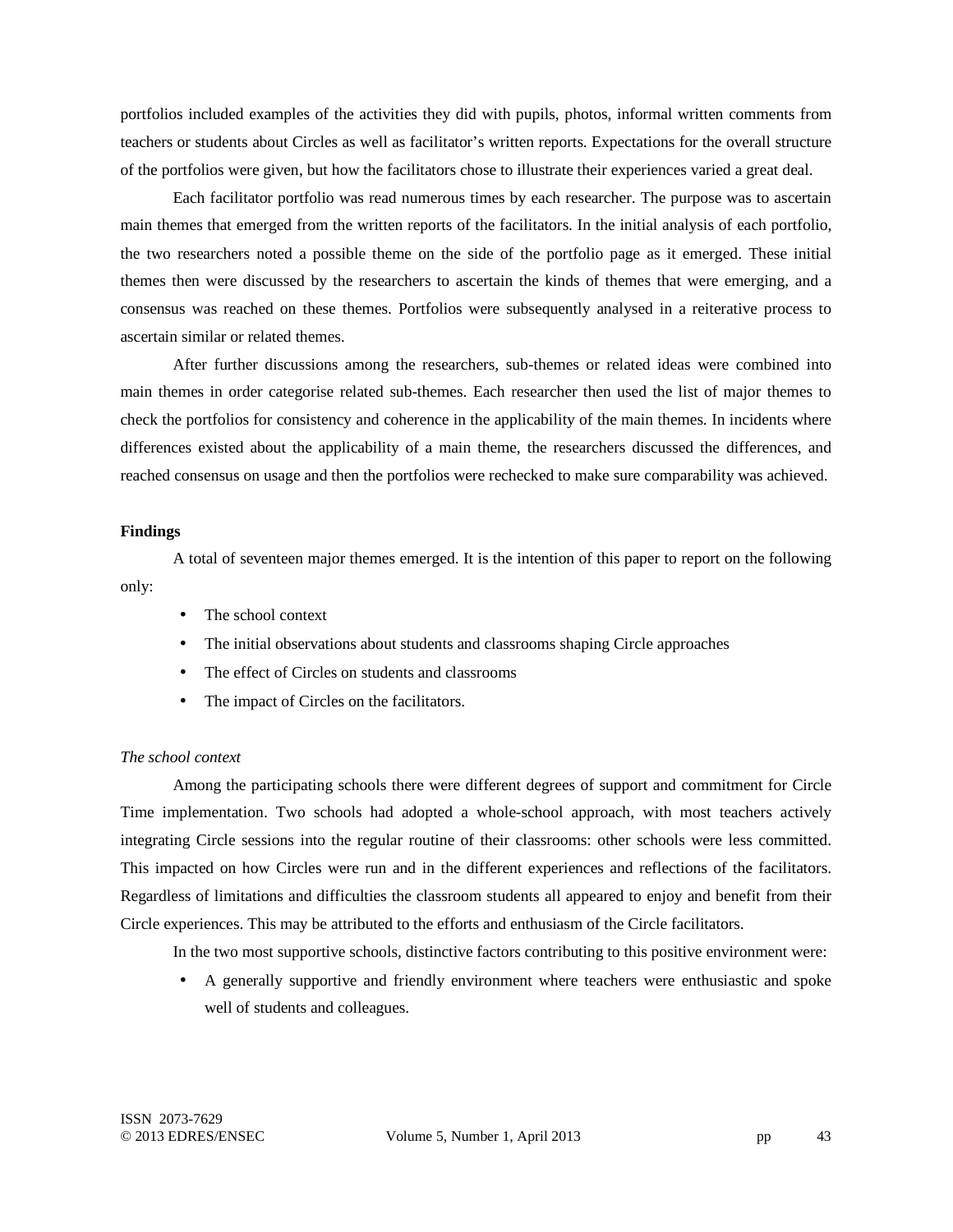portfolios included examples of the activities they did with pupils, photos, informal written comments from teachers or students about Circles as well as facilitator's written reports. Expectations for the overall structure of the portfolios were given, but how the facilitators chose to illustrate their experiences varied a great deal.

Each facilitator portfolio was read numerous times by each researcher. The purpose was to ascertain main themes that emerged from the written reports of the facilitators. In the initial analysis of each portfolio, the two researchers noted a possible theme on the side of the portfolio page as it emerged. These initial themes then were discussed by the researchers to ascertain the kinds of themes that were emerging, and a consensus was reached on these themes. Portfolios were subsequently analysed in a reiterative process to ascertain similar or related themes.

After further discussions among the researchers, sub-themes or related ideas were combined into main themes in order categorise related sub-themes. Each researcher then used the list of major themes to check the portfolios for consistency and coherence in the applicability of the main themes. In incidents where differences existed about the applicability of a main theme, the researchers discussed the differences, and reached consensus on usage and then the portfolios were rechecked to make sure comparability was achieved.

**Findings**

A total of seventeen major themes emerged. It is the intention of this paper to report on the following only:

- The school context
- The initial observations about students and classrooms shaping Circle approaches
- The effect of Circles on students and classrooms
- The impact of Circles on the facilitators.

*The school context*

Among the participating schools there were different degrees of support and commitment for Circle Time implementation. Two schools had adopted a whole-school approach, with most teachers actively integrating Circle sessions into the regular routine of their classrooms: other schools were less committed. This impacted on how Circles were run and in the different experiences and reflections of the facilitators. Regardless of limitations and difficulties the classroom students all appeared to enjoy and benefit from their Circle experiences. This may be attributed to the efforts and enthusiasm of the Circle facilitators.

In the two most supportive schools, distinctive factors contributing to this positive environment were:

- A generally supportive and friendly environment where teachers were enthusiastic and spoke well of students and colleagues.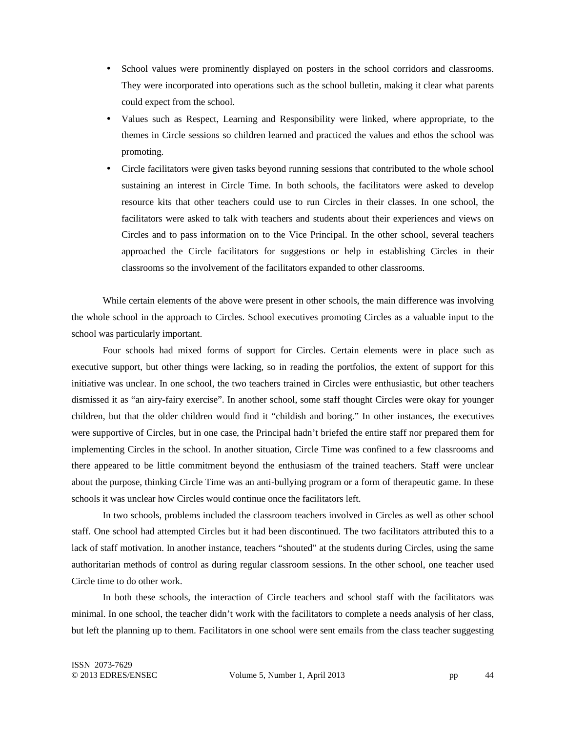- School values were prominently displayed on posters in the school corridors and classrooms. They were incorporated into operations such as the school bulletin, making it clear what parents could expect from the school.
- Values such as Respect, Learning and Responsibility were linked, where appropriate, to the themes in Circle sessions so children learned and practiced the values and ethos the school was promoting.
- Circle facilitators were given tasks beyond running sessions that contributed to the whole school sustaining an interest in Circle Time. In both schools, the facilitators were asked to develop resource kits that other teachers could use to run Circles in their classes. In one school, the facilitators were asked to talk with teachers and students about their experiences and views on Circles and to pass information on to the Vice Principal. In the other school, several teachers approached the Circle facilitators for suggestions or help in establishing Circles in their classrooms so the involvement of the facilitators expanded to other classrooms.

While certain elements of the above were present in other schools, the main difference was involving the whole school in the approach to Circles. School executives promoting Circles as a valuable input to the school was particularly important.

Four schools had mixed forms of support for Circles. Certain elements were in place such as executive support, but other things were lacking, so in reading the portfolios, the extent of support for this initiative was unclear. In one school, the two teachers trained in Circles were enthusiastic, but other teachers dismissed it as "an airy-fairy exercise". In another school, some staff thought Circles were okay for younger children, but that the older children would find it "childish and boring." In other instances, the executives were supportive of Circles, but in one case, the Principal hadn't briefed the entire staff nor prepared them for implementing Circles in the school. In another situation, Circle Time was confined to a few classrooms and there appeared to be little commitment beyond the enthusiasm of the trained teachers. Staff were unclear about the purpose, thinking Circle Time was an anti-bullying program or a form of therapeutic game. In these schools it was unclear how Circles would continue once the facilitators left.

In two schools, problems included the classroom teachers involved in Circles as well as other school staff. One school had attempted Circles but it had been discontinued. The two facilitators attributed this to a lack of staff motivation. In another instance, teachers "shouted" at the students during Circles, using the same authoritarian methods of control as during regular classroom sessions. In the other school, one teacher used Circle time to do other work.

In both these schools, the interaction of Circle teachers and school staff with the facilitators was minimal. In one school, the teacher didn't work with the facilitators to complete a needs analysis of her class, but left the planning up to them. Facilitators in one school were sent emails from the class teacher suggesting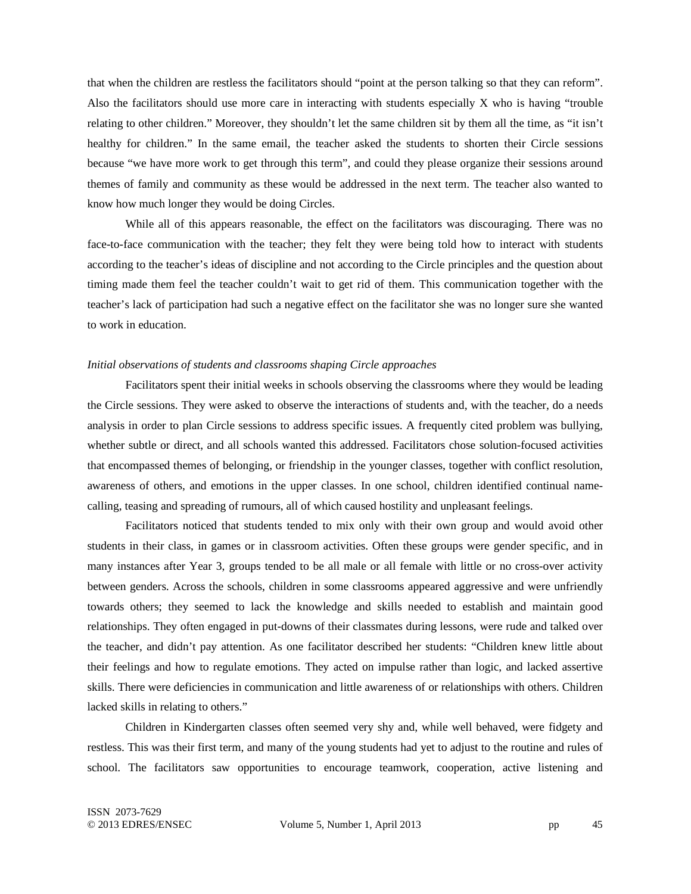that when the children are restless the facilitators should "point at the person talking so that they can reform". Also the facilitators should use more care in interacting with students especially X who is having "trouble relating to other children." Moreover, they shouldn't let the same children sit by them all the time, as "it isn't healthy for children." In the same email, the teacher asked the students to shorten their Circle sessions because "we have more work to get through this term", and could they please organize their sessions around themes of family and community as these would be addressed in the next term. The teacher also wanted to know how much longer they would be doing Circles.

While all of this appears reasonable, the effect on the facilitators was discouraging. There was no face-to-face communication with the teacher; they felt they were being told how to interact with students according to the teacher's ideas of discipline and not according to the Circle principles and the question about timing made them feel the teacher couldn't wait to get rid of them. This communication together with the teacher's lack of participation had such a negative effect on the facilitator she was no longer sure she wanted to work in education.

*Initial observations of students and classrooms shaping Circle approaches*

Facilitators spent their initial weeks in schools observing the classrooms where they would be leading the Circle sessions. They were asked to observe the interactions of students and, with the teacher, do a needs analysis in order to plan Circle sessions to address specific issues. A frequently cited problem was bullying, whether subtle or direct, and all schools wanted this addressed. Facilitators chose solution-focused activities that encompassed themes of belonging, or friendship in the younger classes, together with conflict resolution, awareness of others, and emotions in the upper classes. In one school, children identified continual name-calling, teasing and spreading of rumours, all of which caused hostility and unpleasant feelings.

Facilitators noticed that students tended to mix only with their own group and would avoid other students in their class, in games or in classroom activities. Often these groups were gender specific, and in many instances after Year 3, groups tended to be all male or all female with little or no cross-over activity between genders. Across the schools, children in some classrooms appeared aggressive and were unfriendly towards others; they seemed to lack the knowledge and skills needed to establish and maintain good relationships. They often engaged in put-downs of their classmates during lessons, were rude and talked over the teacher, and didn't pay attention. As one facilitator described her students: "Children knew little about their feelings and how to regulate emotions. They acted on impulse rather than logic, and lacked assertive skills. There were deficiencies in communication and little awareness of or relationships with others. Children lacked skills in relating to others."

Children in Kindergarten classes often seemed very shy and, while well behaved, were fidgety and restless. This was their first term, and many of the young students had yet to adjust to the routine and rules of school. The facilitators saw opportunities to encourage teamwork, cooperation, active listening and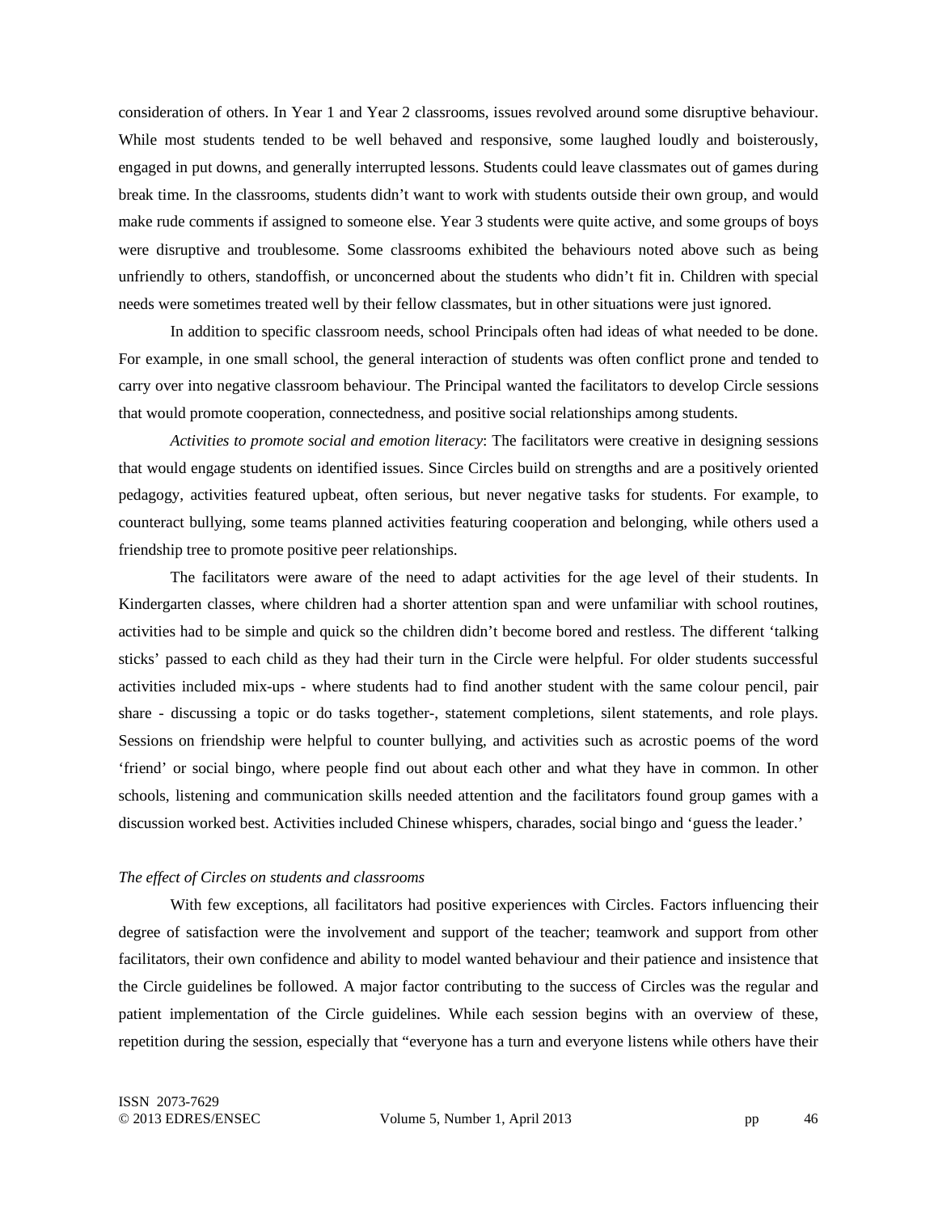consideration of others. In Year 1 and Year 2 classrooms, issues revolved around some disruptive behaviour. While most students tended to be well behaved and responsive, some laughed loudly and boisterously, engaged in put downs, and generally interrupted lessons. Students could leave classmates out of games during break time. In the classrooms, students didn't want to work with students outside their own group, and would make rude comments if assigned to someone else. Year 3 students were quite active, and some groups of boys were disruptive and troublesome. Some classrooms exhibited the behaviours noted above such as being unfriendly to others, standoffish, or unconcerned about the students who didn't fit in. Children with special needs were sometimes treated well by their fellow classmates, but in other situations were just ignored.

In addition to specific classroom needs, school Principals often had ideas of what needed to be done. For example, in one small school, the general interaction of students was often conflict prone and tended to carry over into negative classroom behaviour. The Principal wanted the facilitators to develop Circle sessions that would promote cooperation, connectedness, and positive social relationships among students.

*Activities to promote social and emotion literacy*: The facilitators were creative in designing sessions that would engage students on identified issues. Since Circles build on strengths and are a positively oriented pedagogy, activities featured upbeat, often serious, but never negative tasks for students. For example, to counteract bullying, some teams planned activities featuring cooperation and belonging, while others used a friendship tree to promote positive peer relationships.

The facilitators were aware of the need to adapt activities for the age level of their students. In Kindergarten classes, where children had a shorter attention span and were unfamiliar with school routines, activities had to be simple and quick so the children didn't become bored and restless. The different 'talking sticks' passed to each child as they had their turn in the Circle were helpful. For older students successful activities included mix-ups - where students had to find another student with the same colour pencil, pair share - discussing a topic or do tasks together-, statement completions, silent statements, and role plays. Sessions on friendship were helpful to counter bullying, and activities such as acrostic poems of the word 'friend' or social bingo, where people find out about each other and what they have in common. In other schools, listening and communication skills needed attention and the facilitators found group games with a discussion worked best. Activities included Chinese whispers, charades, social bingo and 'guess the leader.'

*The effect of Circles on students and classrooms*

With few exceptions, all facilitators had positive experiences with Circles. Factors influencing their degree of satisfaction were the involvement and support of the teacher; teamwork and support from other facilitators, their own confidence and ability to model wanted behaviour and their patience and insistence that the Circle guidelines be followed. A major factor contributing to the success of Circles was the regular and patient implementation of the Circle guidelines. While each session begins with an overview of these, repetition during the session, especially that "everyone has a turn and everyone listens while others have their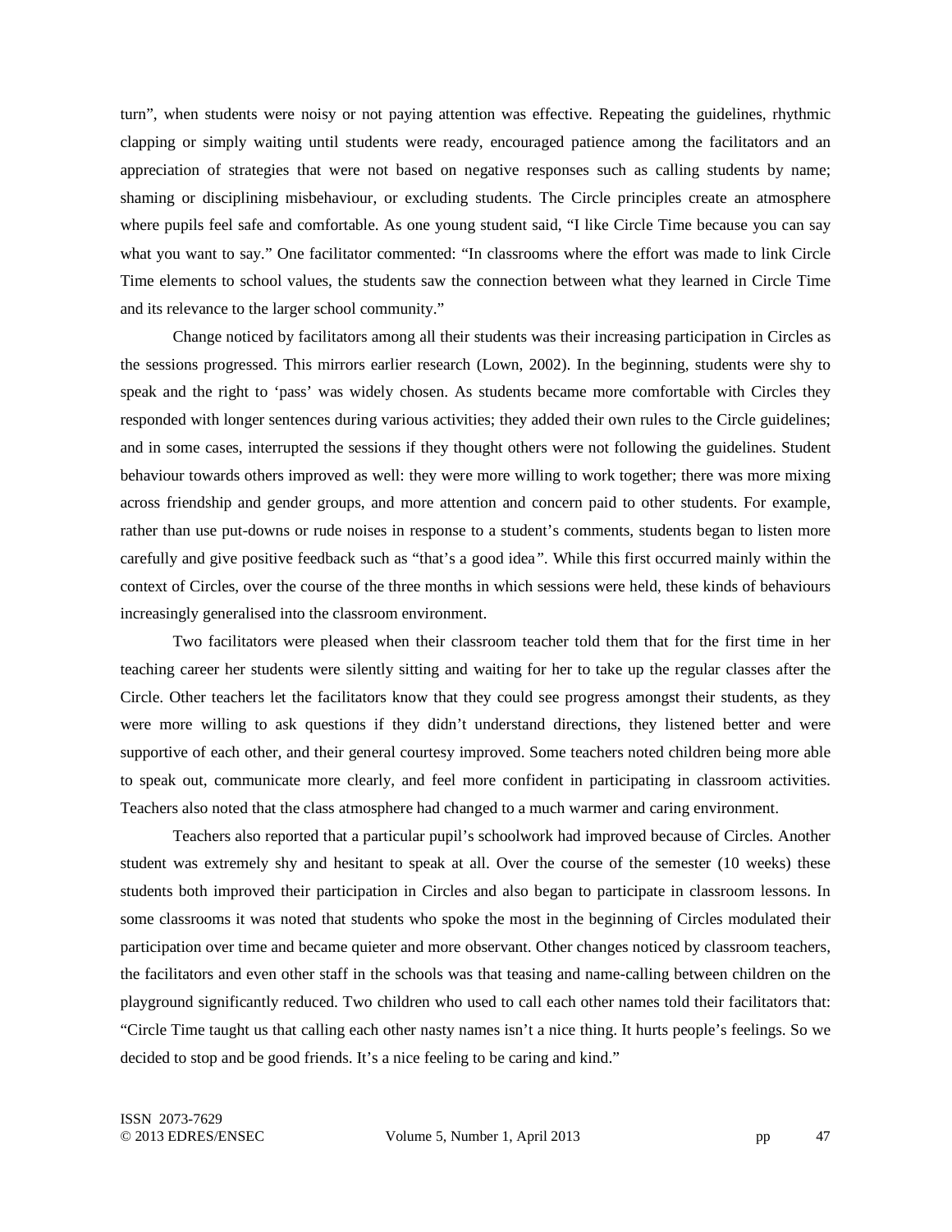turn", when students were noisy or not paying attention was effective. Repeating the guidelines, rhythmic clapping or simply waiting until students were ready, encouraged patience among the facilitators and an appreciation of strategies that were not based on negative responses such as calling students by name; shaming or disciplining misbehaviour, or excluding students. The Circle principles create an atmosphere where pupils feel safe and comfortable. As one young student said, "I like Circle Time because you can say what you want to say." One facilitator commented: "In classrooms where the effort was made to link Circle Time elements to school values, the students saw the connection between what they learned in Circle Time and its relevance to the larger school community."

Change noticed by facilitators among all their students was their increasing participation in Circles as the sessions progressed. This mirrors earlier research (Lown, 2002). In the beginning, students were shy to speak and the right to 'pass' was widely chosen. As students became more comfortable with Circles they responded with longer sentences during various activities; they added their own rules to the Circle guidelines; and in some cases, interrupted the sessions if they thought others were not following the guidelines. Student behaviour towards others improved as well: they were more willing to work together; there was more mixing across friendship and gender groups, and more attention and concern paid to other students. For example, rather than use put-downs or rude noises in response to a student's comments, students began to listen more carefully and give positive feedback such as "that's a good idea". While this first occurred mainly within the context of Circles, over the course of the three months in which sessions were held, these kinds of behaviours increasingly generalised into the classroom environment.

Two facilitators were pleased when their classroom teacher told them that for the first time in her teaching career her students were silently sitting and waiting for her to take up the regular classes after the Circle. Other teachers let the facilitators know that they could see progress amongst their students, as they were more willing to ask questions if they didn't understand directions, they listened better and were supportive of each other, and their general courtesy improved. Some teachers noted children being more able to speak out, communicate more clearly, and feel more confident in participating in classroom activities. Teachers also noted that the class atmosphere had changed to a much warmer and caring environment.

Teachers also reported that a particular pupil's schoolwork had improved because of Circles. Another student was extremely shy and hesitant to speak at all. Over the course of the semester (10 weeks) these students both improved their participation in Circles and also began to participate in classroom lessons. In some classrooms it was noted that students who spoke the most in the beginning of Circles modulated their participation over time and became quieter and more observant. Other changes noticed by classroom teachers, the facilitators and even other staff in the schools was that teasing and name-calling between children on the playground significantly reduced. Two children who used to call each other names told their facilitators that: "Circle Time taught us that calling each other nasty names isn't a nice thing. It hurts people's feelings. So we decided to stop and be good friends. It's a nice feeling to be caring and kind."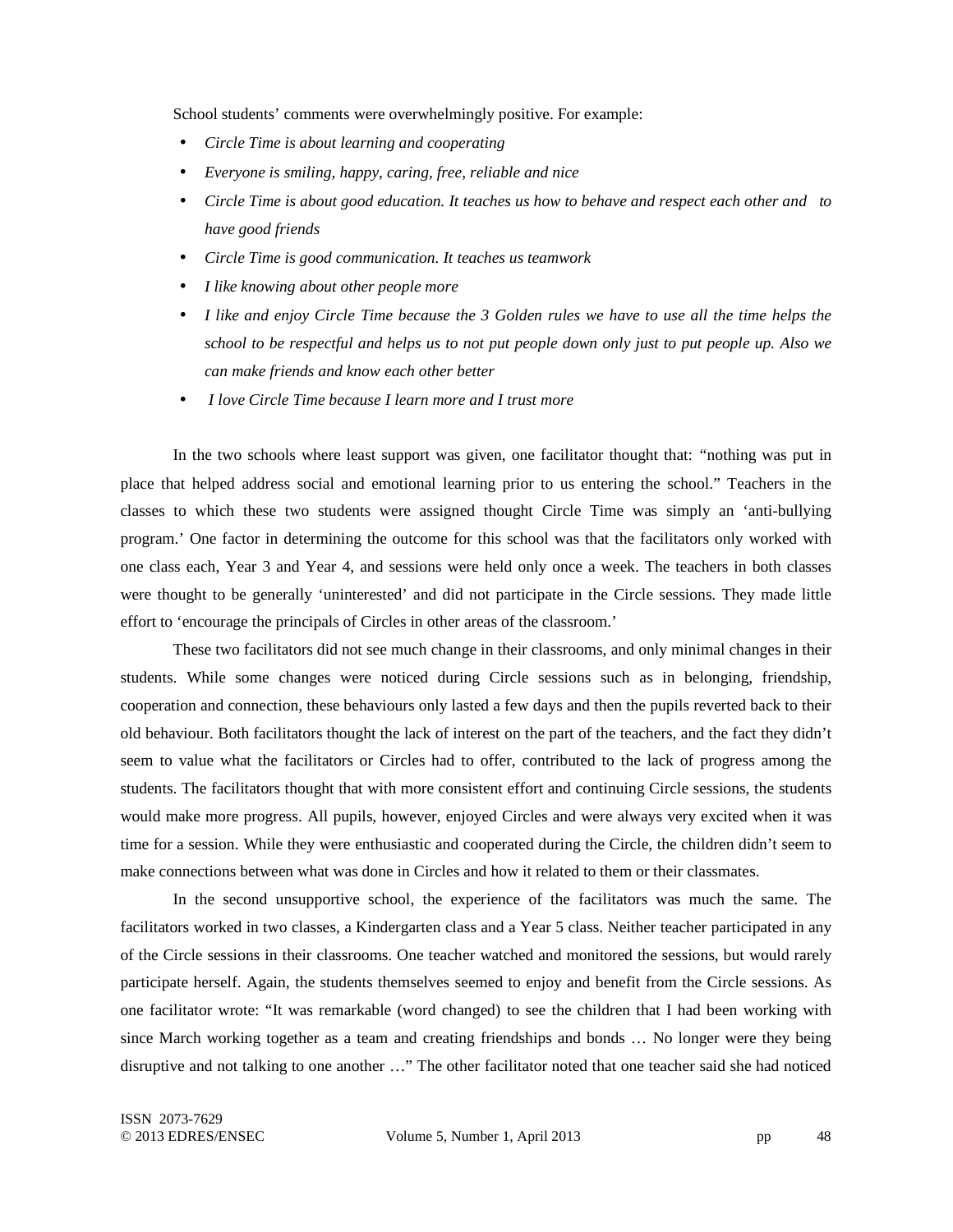School students' comments were overwhelmingly positive. For example:

- *Circle Time is about learning and cooperating*
- *Everyone is smiling, happy, caring, free, reliable and nice*
- *Circle Time is about good education. It teaches us how to behave and respect each other and to have good friends*
- *Circle Time is good communication. It teaches us teamwork*
- *I like knowing about other people more*
- *I like and enjoy Circle Time because the 3 Golden rules we have to use all the time helps the school to be respectful and helps us to not put people down only just to put people up. Also we can make friends and know each other better*
- *I love Circle Time because I learn more and I trust more*

In the two schools where least support was given, one facilitator thought that: "nothing was put in place that helped address social and emotional learning prior to us entering the school." Teachers in the classes to which these two students were assigned thought Circle Time was simply an 'anti-bullying program.' One factor in determining the outcome for this school was that the facilitators only worked with one class each, Year 3 and Year 4, and sessions were held only once a week. The teachers in both classes were thought to be generally 'uninterested' and did not participate in the Circle sessions. They made little effort to 'encourage the principals of Circles in other areas of the classroom.'

These two facilitators did not see much change in their classrooms, and only minimal changes in their students. While some changes were noticed during Circle sessions such as in belonging, friendship, cooperation and connection, these behaviours only lasted a few days and then the pupils reverted back to their old behaviour. Both facilitators thought the lack of interest on the part of the teachers, and the fact they didn't seem to value what the facilitators or Circles had to offer, contributed to the lack of progress among the students. The facilitators thought that with more consistent effort and continuing Circle sessions, the students would make more progress. All pupils, however, enjoyed Circles and were always very excited when it was time for a session. While they were enthusiastic and cooperated during the Circle, the children didn't seem to make connections between what was done in Circles and how it related to them or their classmates.

In the second unsupportive school, the experience of the facilitators was much the same. The facilitators worked in two classes, a Kindergarten class and a Year 5 class. Neither teacher participated in any of the Circle sessions in their classrooms. One teacher watched and monitored the sessions, but would rarely participate herself. Again, the students themselves seemed to enjoy and benefit from the Circle sessions. As one facilitator wrote: "It was remarkable (word changed) to see the children that I had been working with since March working together as a team and creating friendships and bonds … No longer were they being disruptive and not talking to one another …" The other facilitator noted that one teacher said she had noticed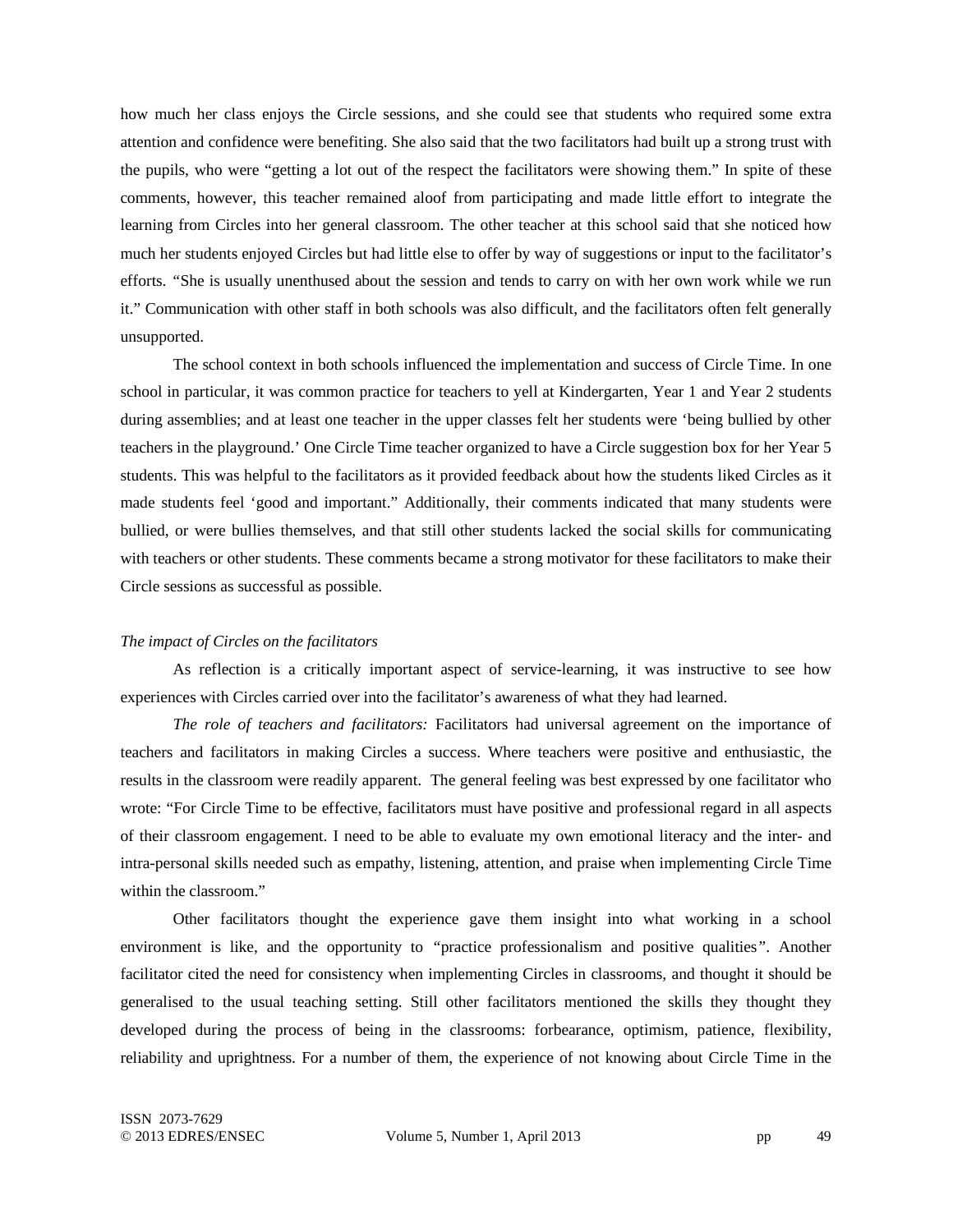how much her class enjoys the Circle sessions, and she could see that students who required some extra attention and confidence were benefiting. She also said that the two facilitators had built up a strong trust with the pupils, who were "getting a lot out of the respect the facilitators were showing them." In spite of these comments, however, this teacher remained aloof from participating and made little effort to integrate the learning from Circles into her general classroom. The other teacher at this school said that she noticed how much her students enjoyed Circles but had little else to offer by way of suggestions or input to the facilitator's efforts. "She is usually unenthused about the session and tends to carry on with her own work while we run it." Communication with other staff in both schools was also difficult, and the facilitators often felt generally unsupported.

The school context in both schools influenced the implementation and success of Circle Time. In one school in particular, it was common practice for teachers to yell at Kindergarten, Year 1 and Year 2 students during assemblies; and at least one teacher in the upper classes felt her students were 'being bullied by other teachers in the playground.' One Circle Time teacher organized to have a Circle suggestion box for her Year 5 students. This was helpful to the facilitators as it provided feedback about how the students liked Circles as it made students feel 'good and important." Additionally, their comments indicated that many students were bullied, or were bullies themselves, and that still other students lacked the social skills for communicating with teachers or other students. These comments became a strong motivator for these facilitators to make their Circle sessions as successful as possible.

*The impact of Circles on the facilitators*

As reflection is a critically important aspect of service-learning, it was instructive to see how experiences with Circles carried over into the facilitator's awareness of what they had learned.

*The role of teachers and facilitators:* Facilitators had universal agreement on the importance of teachers and facilitators in making Circles a success. Where teachers were positive and enthusiastic, the results in the classroom were readily apparent. The general feeling was best expressed by one facilitator who wrote: "For Circle Time to be effective, facilitators must have positive and professional regard in all aspects of their classroom engagement. I need to be able to evaluate my own emotional literacy and the inter- and intra-personal skills needed such as empathy, listening, attention, and praise when implementing Circle Time within the classroom."

Other facilitators thought the experience gave them insight into what working in a school environment is like, and the opportunity to "practice professionalism and positive qualities". Another facilitator cited the need for consistency when implementing Circles in classrooms, and thought it should be generalised to the usual teaching setting. Still other facilitators mentioned the skills they thought they developed during the process of being in the classrooms: forbearance, optimism, patience, flexibility, reliability and uprightness. For a number of them, the experience of not knowing about Circle Time in the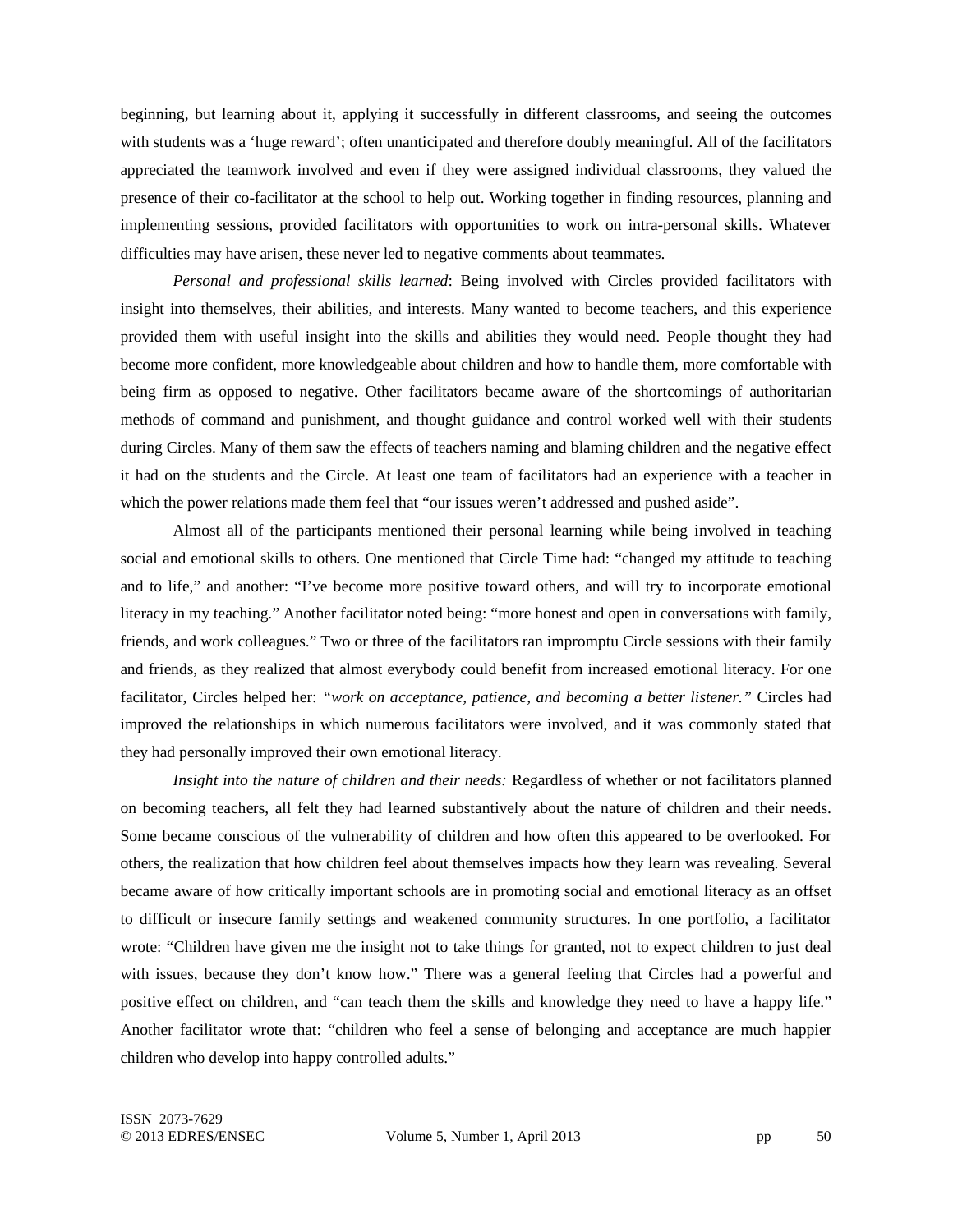beginning, but learning about it, applying it successfully in different classrooms, and seeing the outcomes with students was a 'huge reward'; often unanticipated and therefore doubly meaningful. All of the facilitators appreciated the teamwork involved and even if they were assigned individual classrooms, they valued the presence of their co-facilitator at the school to help out. Working together in finding resources, planning and implementing sessions, provided facilitators with opportunities to work on intra-personal skills. Whatever difficulties may have arisen, these never led to negative comments about teammates.

*Personal and professional skills learned*: Being involved with Circles provided facilitators with insight into themselves, their abilities, and interests. Many wanted to become teachers, and this experience provided them with useful insight into the skills and abilities they would need. People thought they had become more confident, more knowledgeable about children and how to handle them, more comfortable with being firm as opposed to negative. Other facilitators became aware of the shortcomings of authoritarian methods of command and punishment, and thought guidance and control worked well with their students during Circles. Many of them saw the effects of teachers naming and blaming children and the negative effect it had on the students and the Circle. At least one team of facilitators had an experience with a teacher in which the power relations made them feel that "our issues weren't addressed and pushed aside".

Almost all of the participants mentioned their personal learning while being involved in teaching social and emotional skills to others. One mentioned that Circle Time had: "changed my attitude to teaching and to life," and another: "I've become more positive toward others, and will try to incorporate emotional literacy in my teaching." Another facilitator noted being: "more honest and open in conversations with family, friends, and work colleagues." Two or three of the facilitators ran impromptu Circle sessions with their family and friends, as they realized that almost everybody could benefit from increased emotional literacy. For one facilitator, Circles helped her: *"work on acceptance, patience, and becoming a better listener."* Circles had improved the relationships in which numerous facilitators were involved, and it was commonly stated that they had personally improved their own emotional literacy.

*Insight into the nature of children and their needs:* Regardless of whether or not facilitators planned on becoming teachers, all felt they had learned substantively about the nature of children and their needs. Some became conscious of the vulnerability of children and how often this appeared to be overlooked. For others, the realization that how children feel about themselves impacts how they learn was revealing. Several became aware of how critically important schools are in promoting social and emotional literacy as an offset to difficult or insecure family settings and weakened community structures. In one portfolio, a facilitator wrote: "Children have given me the insight not to take things for granted, not to expect children to just deal with issues, because they don't know how." There was a general feeling that Circles had a powerful and positive effect on children, and "can teach them the skills and knowledge they need to have a happy life." Another facilitator wrote that: "children who feel a sense of belonging and acceptance are much happier children who develop into happy controlled adults."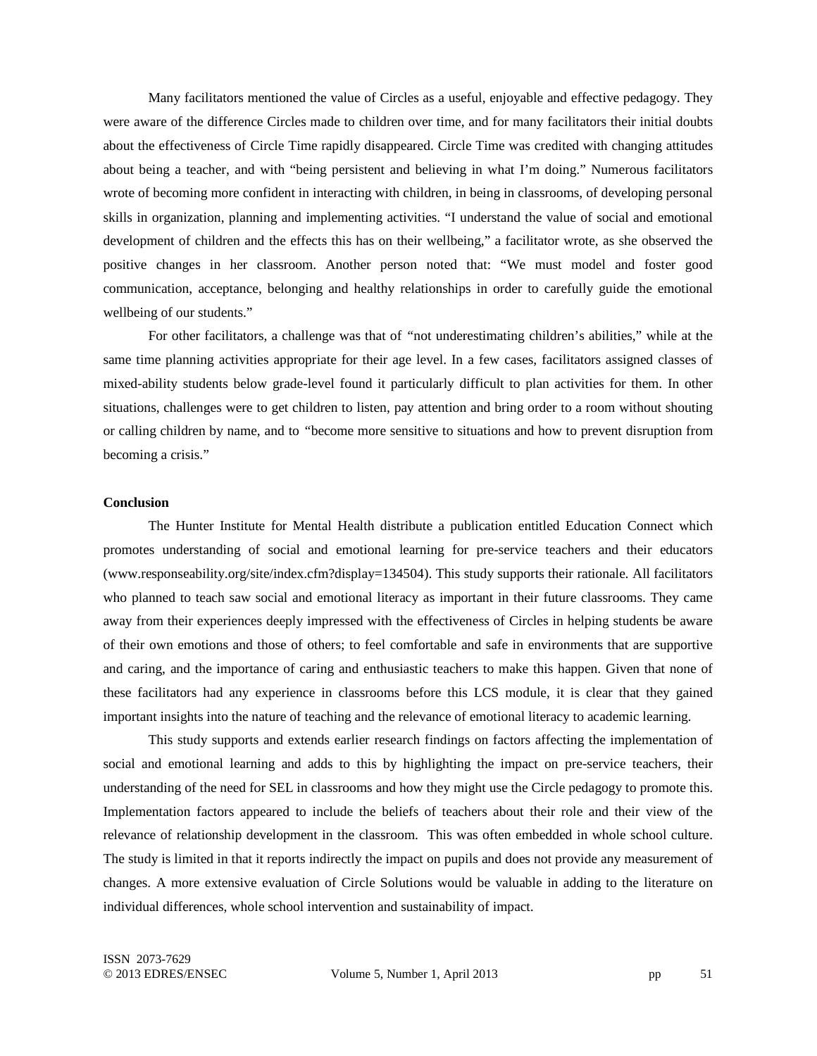Many facilitators mentioned the value of Circles as a useful, enjoyable and effective pedagogy. They were aware of the difference Circles made to children over time, and for many facilitators their initial doubts about the effectiveness of Circle Time rapidly disappeared. Circle Time was credited with changing attitudes about being a teacher, and with "being persistent and believing in what I'm doing." Numerous facilitators wrote of becoming more confident in interacting with children, in being in classrooms, of developing personal skills in organization, planning and implementing activities. "I understand the value of social and emotional development of children and the effects this has on their wellbeing," a facilitator wrote, as she observed the positive changes in her classroom. Another person noted that: "We must model and foster good communication, acceptance, belonging and healthy relationships in order to carefully guide the emotional wellbeing of our students."

For other facilitators, a challenge was that of "not underestimating children's abilities," while at the same time planning activities appropriate for their age level. In a few cases, facilitators assigned classes of mixed-ability students below grade-level found it particularly difficult to plan activities for them. In other situations, challenges were to get children to listen, pay attention and bring order to a room without shouting or calling children by name, and to "become more sensitive to situations and how to prevent disruption from becoming a crisis."

**Conclusion**

The Hunter Institute for Mental Health distribute a publication entitled Education Connect which promotes understanding of social and emotional learning for pre-service teachers and their educators (www.responseability.org/site/index.cfm?display=134504). This study supports their rationale. All facilitators who planned to teach saw social and emotional literacy as important in their future classrooms. They came away from their experiences deeply impressed with the effectiveness of Circles in helping students be aware of their own emotions and those of others; to feel comfortable and safe in environments that are supportive and caring, and the importance of caring and enthusiastic teachers to make this happen. Given that none of these facilitators had any experience in classrooms before this LCS module, it is clear that they gained important insights into the nature of teaching and the relevance of emotional literacy to academic learning.

This study supports and extends earlier research findings on factors affecting the implementation of social and emotional learning and adds to this by highlighting the impact on pre-service teachers, their understanding of the need for SEL in classrooms and how they might use the Circle pedagogy to promote this. Implementation factors appeared to include the beliefs of teachers about their role and their view of the relevance of relationship development in the classroom. This was often embedded in whole school culture. The study is limited in that it reports indirectly the impact on pupils and does not provide any measurement of changes. A more extensive evaluation of Circle Solutions would be valuable in adding to the literature on individual differences, whole school intervention and sustainability of impact.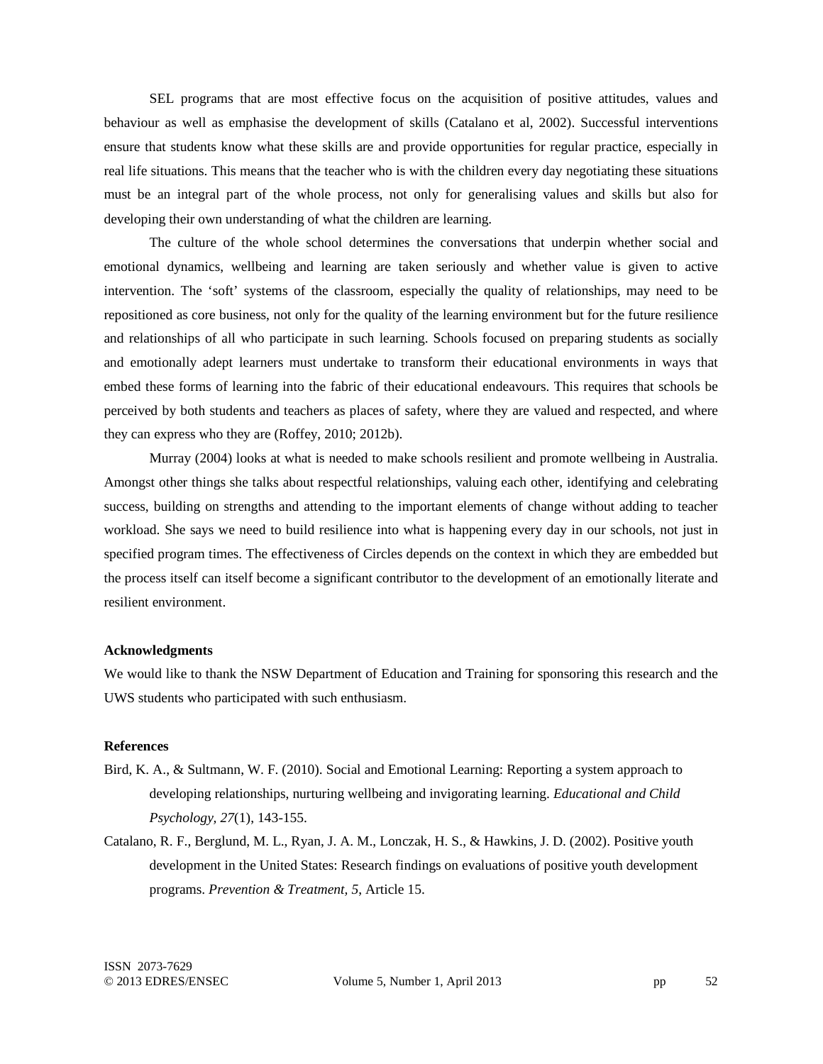SEL programs that are most effective focus on the acquisition of positive attitudes, values and behaviour as well as emphasise the development of skills (Catalano et al, 2002). Successful interventions ensure that students know what these skills are and provide opportunities for regular practice, especially in real life situations. This means that the teacher who is with the children every day negotiating these situations must be an integral part of the whole process, not only for generalising values and skills but also for developing their own understanding of what the children are learning.

The culture of the whole school determines the conversations that underpin whether social and emotional dynamics, wellbeing and learning are taken seriously and whether value is given to active intervention. The 'soft' systems of the classroom, especially the quality of relationships, may need to be repositioned as core business, not only for the quality of the learning environment but for the future resilience and relationships of all who participate in such learning. Schools focused on preparing students as socially and emotionally adept learners must undertake to transform their educational environments in ways that embed these forms of learning into the fabric of their educational endeavours. This requires that schools be perceived by both students and teachers as places of safety, where they are valued and respected, and where they can express who they are (Roffey, 2010; 2012b).

Murray (2004) looks at what is needed to make schools resilient and promote wellbeing in Australia. Amongst other things she talks about respectful relationships, valuing each other, identifying and celebrating success, building on strengths and attending to the important elements of change without adding to teacher workload. She says we need to build resilience into what is happening every day in our schools, not just in specified program times. The effectiveness of Circles depends on the context in which they are embedded but the process itself can itself become a significant contributor to the development of an emotionally literate and resilient environment.

**Acknowledgments**

We would like to thank the NSW Department of Education and Training for sponsoring this research and the UWS students who participated with such enthusiasm.

**References**

Bird, K. A., & Sultmann, W. F. (2010). Social and Emotional Learning: Reporting a system approach to developing relationships, nurturing wellbeing and invigorating learning. *Educational and Child Psychology, 27*(1), 143-155.

Catalano, R. F., Berglund, M. L., Ryan, J. A. M., Lonczak, H. S., & Hawkins, J. D. (2002). Positive youth development in the United States: Research findings on evaluations of positive youth development programs. *Prevention & Treatment*, *5*, Article 15.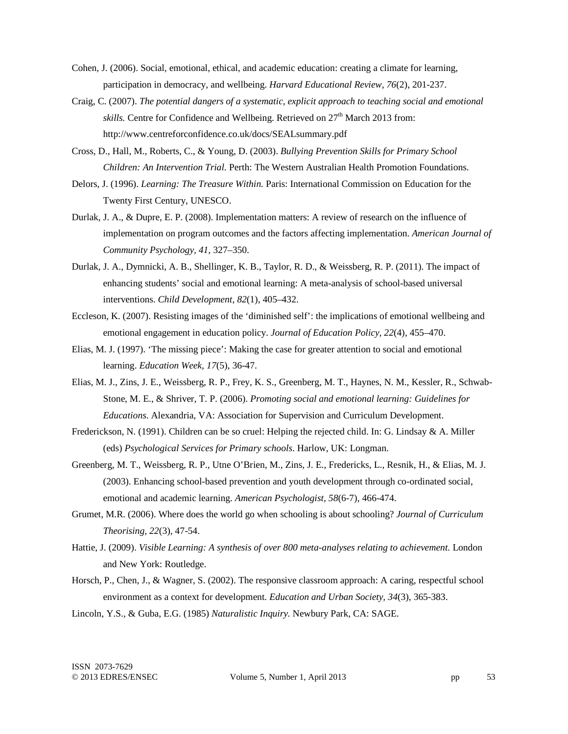Cohen, J. (2006). Social, emotional, ethical, and academic education: creating a climate for learning, participation in democracy, and wellbeing. *Harvard Educational Review*, *76*(2), 201-237.

Craig, C. (2007). *The potential dangers of a systematic, explicit approach to teaching social and emotional skills.* Centre for Confidence and Wellbeing. Retrieved on 27th March 2013 from: http://www.centreforconfidence.co.uk/docs/SEALsummary.pdf

Cross, D., Hall, M., Roberts, C., & Young, D. (2003). *Bullying Prevention Skills for Primary School Children: An Intervention Trial.* Perth: The Western Australian Health Promotion Foundations.

Delors, J. (1996). *Learning: The Treasure Within.* Paris: International Commission on Education for the Twenty First Century, UNESCO.

Durlak, J. A., & Dupre, E. P. (2008). Implementation matters: A review of research on the influence of implementation on program outcomes and the factors affecting implementation. *American Journal of Community Psychology, 41*, 327–350.

Durlak, J. A., Dymnicki, A. B., Shellinger, K. B., Taylor, R. D., & Weissberg, R. P. (2011). The impact of enhancing students' social and emotional learning: A meta-analysis of school-based universal interventions. *Child Development, 82*(1), 405–432.

Eccleson, K. (2007). Resisting images of the 'diminished self': the implications of emotional wellbeing and emotional engagement in education policy. *Journal of Education Policy, 22*(4), 455–470.

Elias, M. J. (1997). 'The missing piece': Making the case for greater attention to social and emotional learning. *Education Week, 17*(5), 36-47.

Elias, M. J., Zins, J. E., Weissberg, R. P., Frey, K. S., Greenberg, M. T., Haynes, N. M., Kessler, R., Schwab-Stone, M. E., & Shriver, T. P. (2006). *Promoting social and emotional learning: Guidelines for Educations*. Alexandria, VA: Association for Supervision and Curriculum Development.

Frederickson, N. (1991). Children can be so cruel: Helping the rejected child. In: G. Lindsay & A. Miller (eds) *Psychological Services for Primary schools*. Harlow, UK: Longman.

Greenberg, M. T., Weissberg, R. P., Utne O'Brien, M., Zins, J. E., Fredericks, L., Resnik, H., & Elias, M. J. (2003). Enhancing school-based prevention and youth development through co-ordinated social, emotional and academic learning. *American Psychologist, 58*(6-7), 466-474.

Grumet, M.R. (2006). Where does the world go when schooling is about schooling? *Journal of Curriculum Theorising, 22*(3), 47-54.

Hattie, J. (2009). *Visible Learning: A synthesis of over 800 meta-analyses relating to achievement.* London and New York: Routledge.

Horsch, P., Chen, J., & Wagner, S. (2002). The responsive classroom approach: A caring, respectful school environment as a context for development. *Education and Urban Society, 34*(3), 365-383.

Lincoln, Y.S., & Guba, E.G. (1985) *Naturalistic Inquiry.* Newbury Park, CA: SAGE.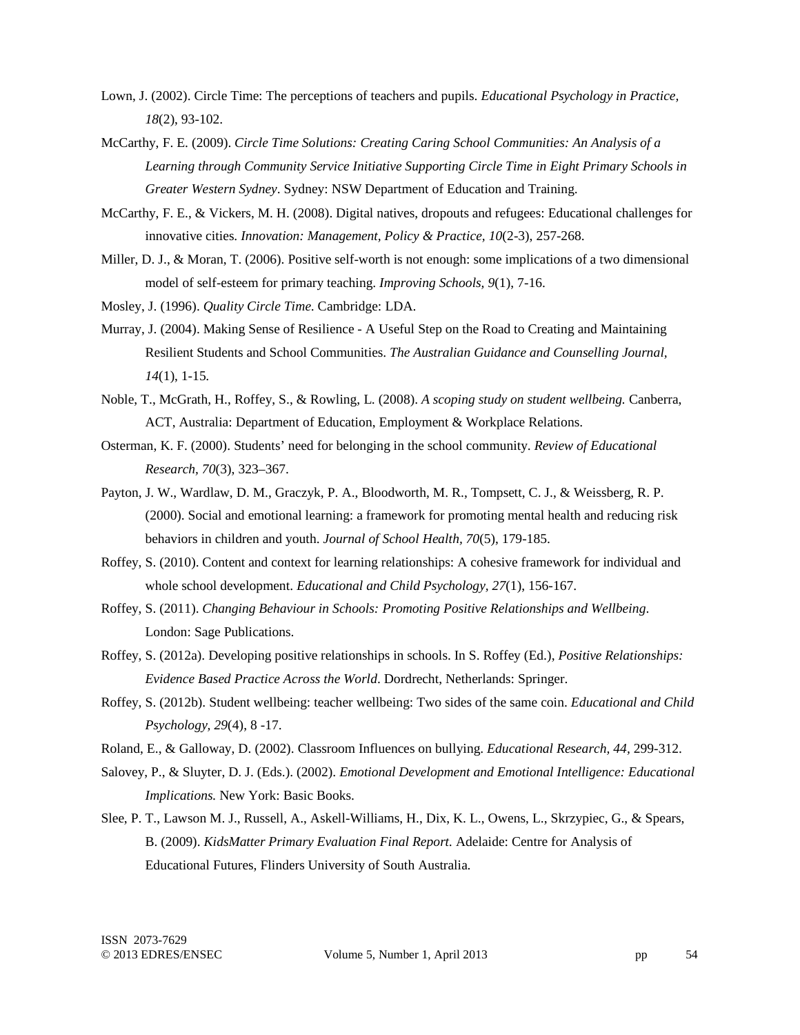Lown, J. (2002). Circle Time: The perceptions of teachers and pupils. *Educational Psychology in Practice, 18*(2), 93-102.

McCarthy, F. E. (2009). *Circle Time Solutions: Creating Caring School Communities: An Analysis of a Learning through Community Service Initiative Supporting Circle Time in Eight Primary Schools in Greater Western Sydney*. Sydney: NSW Department of Education and Training.

McCarthy, F. E., & Vickers, M. H. (2008). Digital natives, dropouts and refugees: Educational challenges for innovative cities. *Innovation: Management, Policy & Practice, 10*(2-3), 257-268.

Miller, D. J., & Moran, T. (2006). Positive self-worth is not enough: some implications of a two dimensional model of self-esteem for primary teaching. *Improving Schools, 9*(1), 7-16.

Mosley, J. (1996). *Quality Circle Time.* Cambridge: LDA.

Murray, J. (2004). Making Sense of Resilience - A Useful Step on the Road to Creating and Maintaining Resilient Students and School Communities. *The Australian Guidance and Counselling Journal, 14*(1), 1-15.

Noble, T., McGrath, H., Roffey, S., & Rowling, L. (2008). *A scoping study on student wellbeing.* Canberra, ACT, Australia: Department of Education, Employment & Workplace Relations.

Osterman, K. F. (2000). Students' need for belonging in the school community. *Review of Educational Research, 70*(3), 323–367.

Payton, J. W., Wardlaw, D. M., Graczyk, P. A., Bloodworth, M. R., Tompsett, C. J., & Weissberg, R. P. (2000). Social and emotional learning: a framework for promoting mental health and reducing risk behaviors in children and youth. *Journal of School Health, 70*(5), 179-185.

Roffey, S. (2010). Content and context for learning relationships: A cohesive framework for individual and whole school development. *Educational and Child Psychology, 27*(1), 156-167.

Roffey, S. (2011). *Changing Behaviour in Schools: Promoting Positive Relationships and Wellbeing*. London: Sage Publications.

Roffey, S. (2012a). Developing positive relationships in schools. In S. Roffey (Ed.), *Positive Relationships: Evidence Based Practice Across the World*. Dordrecht, Netherlands: Springer.

Roffey, S. (2012b). Student wellbeing: teacher wellbeing: Two sides of the same coin. *Educational and Child Psychology, 29*(4), 8 -17.

Roland, E., & Galloway, D. (2002). Classroom Influences on bullying. *Educational Research, 44,* 299-312.

Salovey, P., & Sluyter, D. J. (Eds.). (2002). *Emotional Development and Emotional Intelligence: Educational Implications.* New York: Basic Books.

Slee, P. T., Lawson M. J., Russell, A., Askell-Williams, H., Dix, K. L., Owens, L., Skrzypiec, G., & Spears, B. (2009). *KidsMatter Primary Evaluation Final Report.* Adelaide: Centre for Analysis of Educational Futures, Flinders University of South Australia.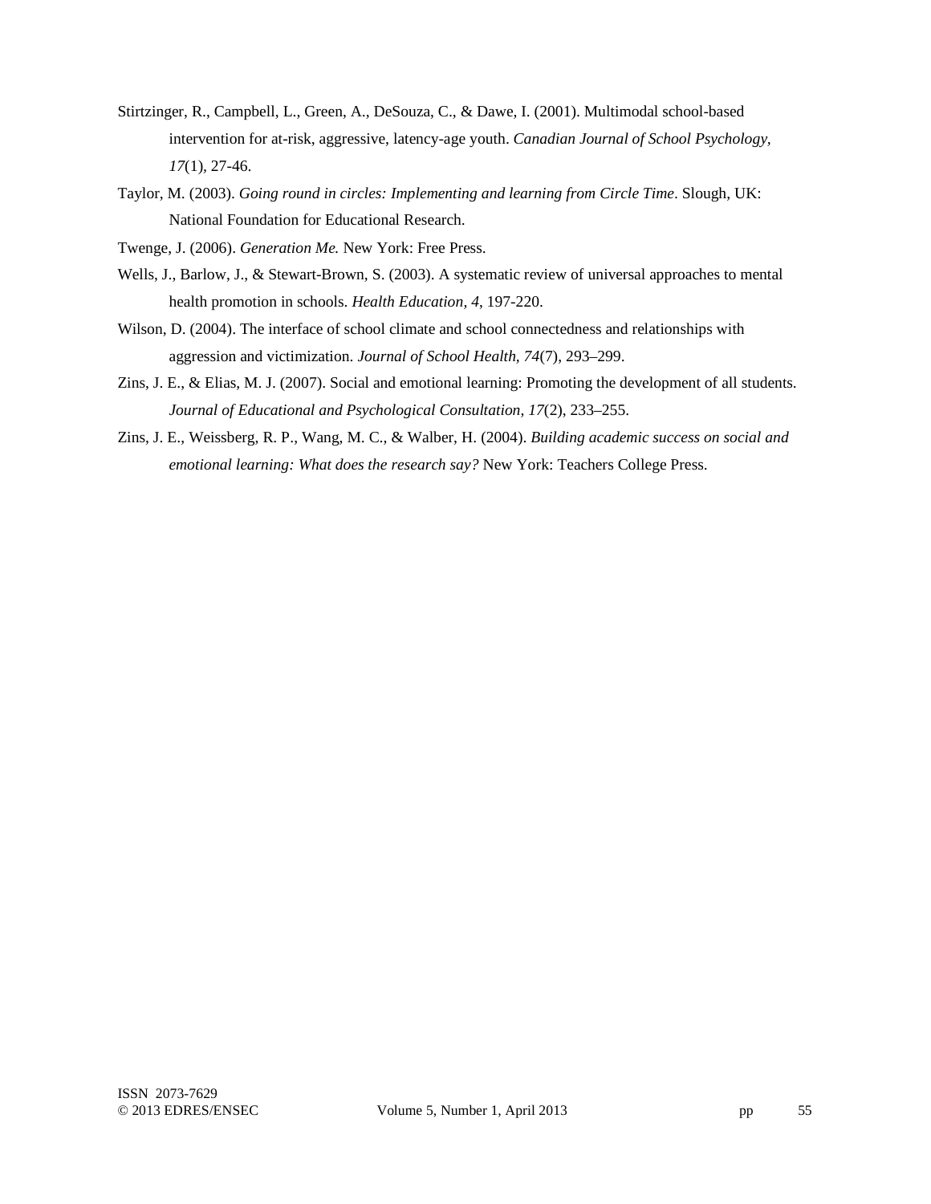Stirtzinger, R., Campbell, L., Green, A., DeSouza, C., & Dawe, I. (2001). Multimodal school-based intervention for at-risk, aggressive, latency-age youth. *Canadian Journal of School Psychology, 17*(1), 27-46.

Taylor, M. (2003). *Going round in circles: Implementing and learning from Circle Time*. Slough, UK: National Foundation for Educational Research.

Twenge, J. (2006). *Generation Me.* New York: Free Press.

Wells, J., Barlow, J., & Stewart-Brown, S. (2003). A systematic review of universal approaches to mental health promotion in schools. *Health Education, 4*, 197-220.

Wilson, D. (2004). The interface of school climate and school connectedness and relationships with aggression and victimization. *Journal of School Health, 74*(7), 293–299.

Zins, J. E., & Elias, M. J. (2007). Social and emotional learning: Promoting the development of all students. *Journal of Educational and Psychological Consultation, 17*(2), 233–255.

Zins, J. E., Weissberg, R. P., Wang, M. C., & Walber, H. (2004). *Building academic success on social and emotional learning: What does the research say?* New York: Teachers College Press.